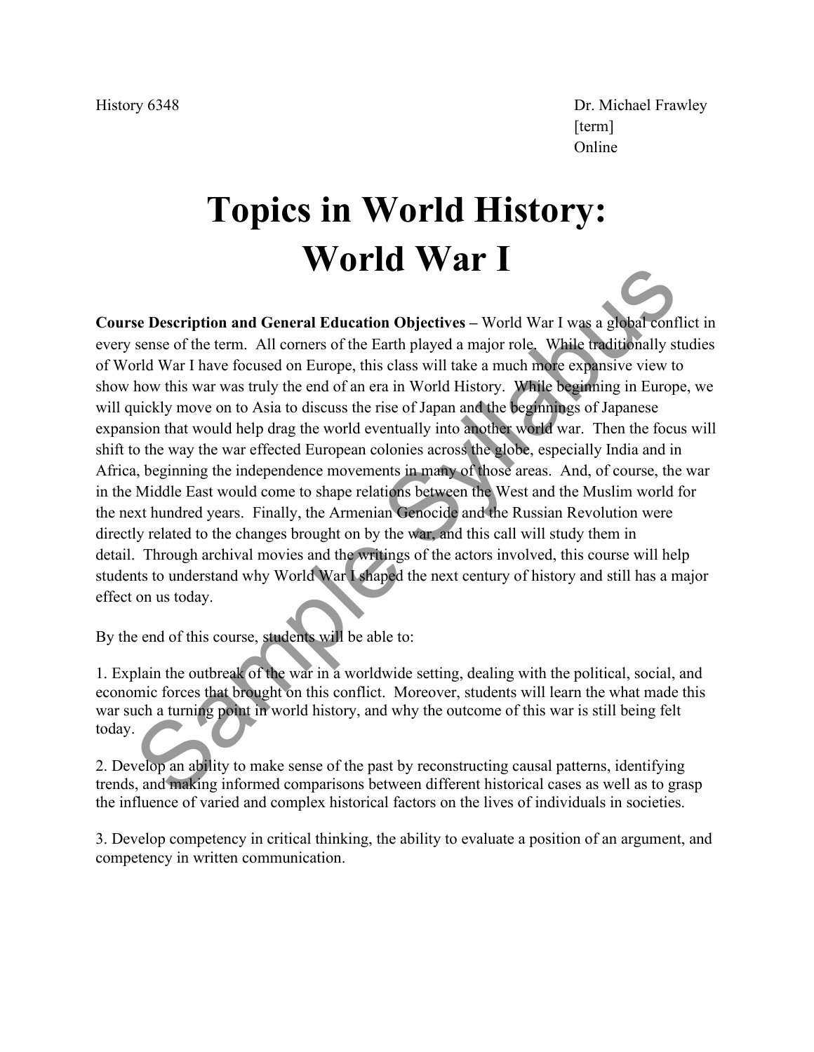History 6348

Dr. Michael Frawley
[term]
Online

# Topics in World History: World War I

**Course Description and General Education Objectives –** World War I was a global conflict in every sense of the term. All corners of the Earth played a major role. While traditionally studies of World War I have focused on Europe, this class will take a much more expansive view to show how this war was truly the end of an era in World History. While beginning in Europe, we will quickly move on to Asia to discuss the rise of Japan and the beginnings of Japanese expansion that would help drag the world eventually into another world war. Then the focus will shift to the way the war effected European colonies across the globe, especially India and in Africa, beginning the independence movements in many of those areas. And, of course, the war in the Middle East would come to shape relations between the West and the Muslim world for the next hundred years. Finally, the Armenian Genocide and the Russian Revolution were directly related to the changes brought on by the war, and this call will study them in detail. Through archival movies and the writings of the actors involved, this course will help students to understand why World War I shaped the next century of history and still has a major effect on us today.

By the end of this course, students will be able to:

1. Explain the outbreak of the war in a worldwide setting, dealing with the political, social, and economic forces that brought on this conflict. Moreover, students will learn the what made this war such a turning point in world history, and why the outcome of this war is still being felt today.

2. Develop an ability to make sense of the past by reconstructing causal patterns, identifying trends, and making informed comparisons between different historical cases as well as to grasp the influence of varied and complex historical factors on the lives of individuals in societies.

3. Develop competency in critical thinking, the ability to evaluate a position of an argument, and competency in written communication.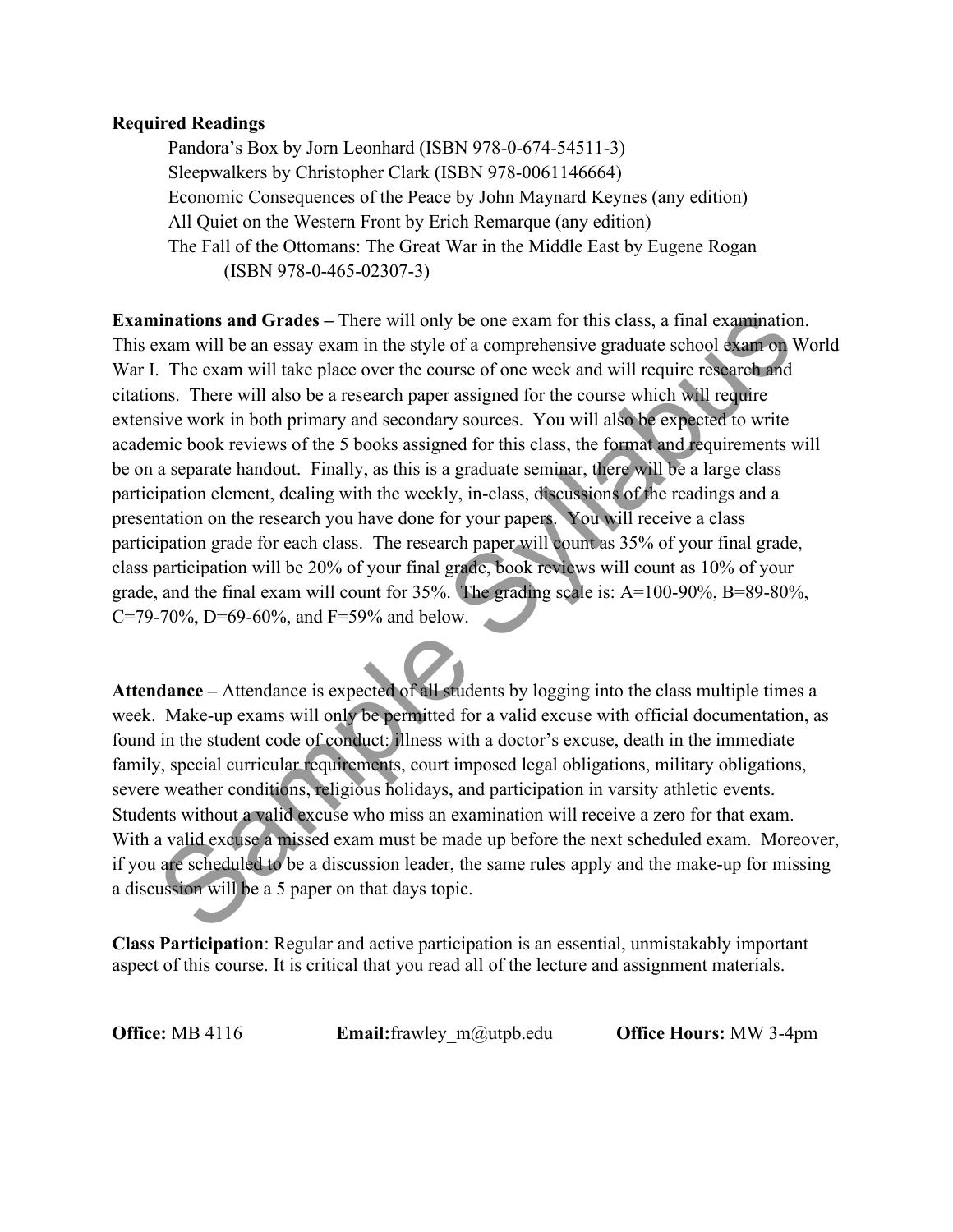**Required Readings**

Pandora's Box by Jorn Leonhard (ISBN 978-0-674-54511-3)
Sleepwalkers by Christopher Clark (ISBN 978-0061146664)
Economic Consequences of the Peace by John Maynard Keynes (any edition)
All Quiet on the Western Front by Erich Remarque (any edition)
The Fall of the Ottomans: The Great War in the Middle East by Eugene Rogan (ISBN 978-0-465-02307-3)

**Examinations and Grades** – There will only be one exam for this class, a final examination. This exam will be an essay exam in the style of a comprehensive graduate school exam on World War I. The exam will take place over the course of one week and will require research and citations. There will also be a research paper assigned for the course which will require extensive work in both primary and secondary sources. You will also be expected to write academic book reviews of the 5 books assigned for this class, the format and requirements will be on a separate handout. Finally, as this is a graduate seminar, there will be a large class participation element, dealing with the weekly, in-class, discussions of the readings and a presentation on the research you have done for your papers. You will receive a class participation grade for each class. The research paper will count as 35% of your final grade, class participation will be 20% of your final grade, book reviews will count as 10% of your grade, and the final exam will count for 35%. The grading scale is: A=100-90%, B=89-80%, C=79-70%, D=69-60%, and F=59% and below.

**Attendance** – Attendance is expected of all students by logging into the class multiple times a week. Make-up exams will only be permitted for a valid excuse with official documentation, as found in the student code of conduct: illness with a doctor's excuse, death in the immediate family, special curricular requirements, court imposed legal obligations, military obligations, severe weather conditions, religious holidays, and participation in varsity athletic events. Students without a valid excuse who miss an examination will receive a zero for that exam. With a valid excuse a missed exam must be made up before the next scheduled exam. Moreover, if you are scheduled to be a discussion leader, the same rules apply and the make-up for missing a discussion will be a 5 paper on that days topic.

**Class Participation**: Regular and active participation is an essential, unmistakably important aspect of this course. It is critical that you read all of the lecture and assignment materials.

**Office:** MB 4116 **Email:** frawley_m@utpb.edu **Office Hours:** MW 3-4pm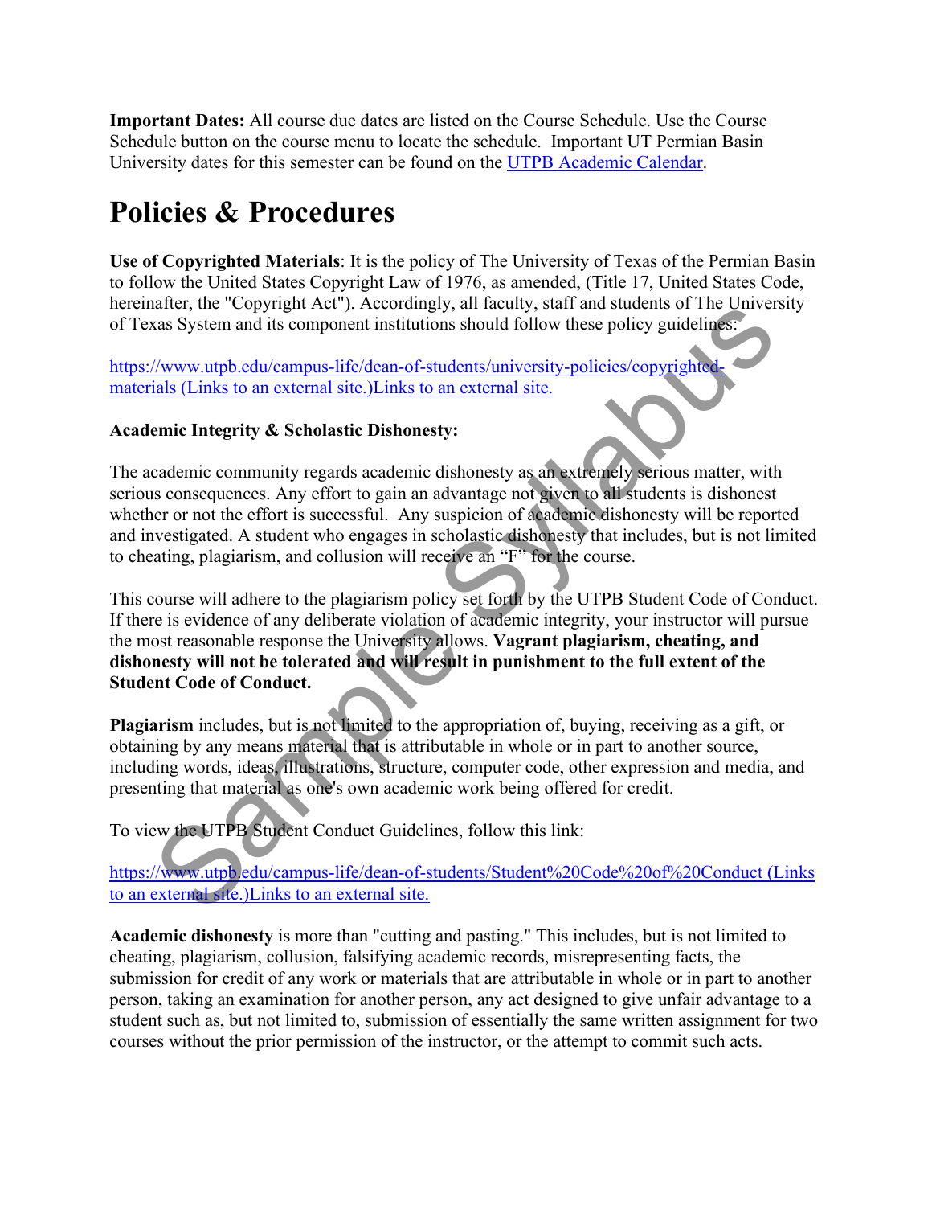**Important Dates:** All course due dates are listed on the Course Schedule. Use the Course Schedule button on the course menu to locate the schedule. Important UT Permian Basin University dates for this semester can be found on the [UTPB Academic Calendar](#).

# Policies & Procedures

**Use of Copyrighted Materials**: It is the policy of The University of Texas of the Permian Basin to follow the United States Copyright Law of 1976, as amended, (Title 17, United States Code, hereinafter, the "Copyright Act"). Accordingly, all faculty, staff and students of The University of Texas System and its component institutions should follow these policy guidelines:

[https://www.utpb.edu/campus-life/dean-of-students/university-policies/copyrighted-materials (Links to an external site.)Links to an external site.](https://www.utpb.edu/campus-life/dean-of-students/university-policies/copyrighted-materials)

**Academic Integrity & Scholastic Dishonesty:**

The academic community regards academic dishonesty as an extremely serious matter, with serious consequences. Any effort to gain an advantage not given to all students is dishonest whether or not the effort is successful. Any suspicion of academic dishonesty will be reported and investigated. A student who engages in scholastic dishonesty that includes, but is not limited to cheating, plagiarism, and collusion will receive an "F" for the course.

This course will adhere to the plagiarism policy set forth by the UTPB Student Code of Conduct. If there is evidence of any deliberate violation of academic integrity, your instructor will pursue the most reasonable response the University allows. **Vagrant plagiarism, cheating, and dishonesty will not be tolerated and will result in punishment to the full extent of the Student Code of Conduct.**

**Plagiarism** includes, but is not limited to the appropriation of, buying, receiving as a gift, or obtaining by any means material that is attributable in whole or in part to another source, including words, ideas, illustrations, structure, computer code, other expression and media, and presenting that material as one's own academic work being offered for credit.

To view the UTPB Student Conduct Guidelines, follow this link:

[https://www.utpb.edu/campus-life/dean-of-students/Student%20Code%20of%20Conduct (Links to an external site.)Links to an external site.](https://www.utpb.edu/campus-life/dean-of-students/Student%20Code%20of%20Conduct)

**Academic dishonesty** is more than "cutting and pasting." This includes, but is not limited to cheating, plagiarism, collusion, falsifying academic records, misrepresenting facts, the submission for credit of any work or materials that are attributable in whole or in part to another person, taking an examination for another person, any act designed to give unfair advantage to a student such as, but not limited to, submission of essentially the same written assignment for two courses without the prior permission of the instructor, or the attempt to commit such acts.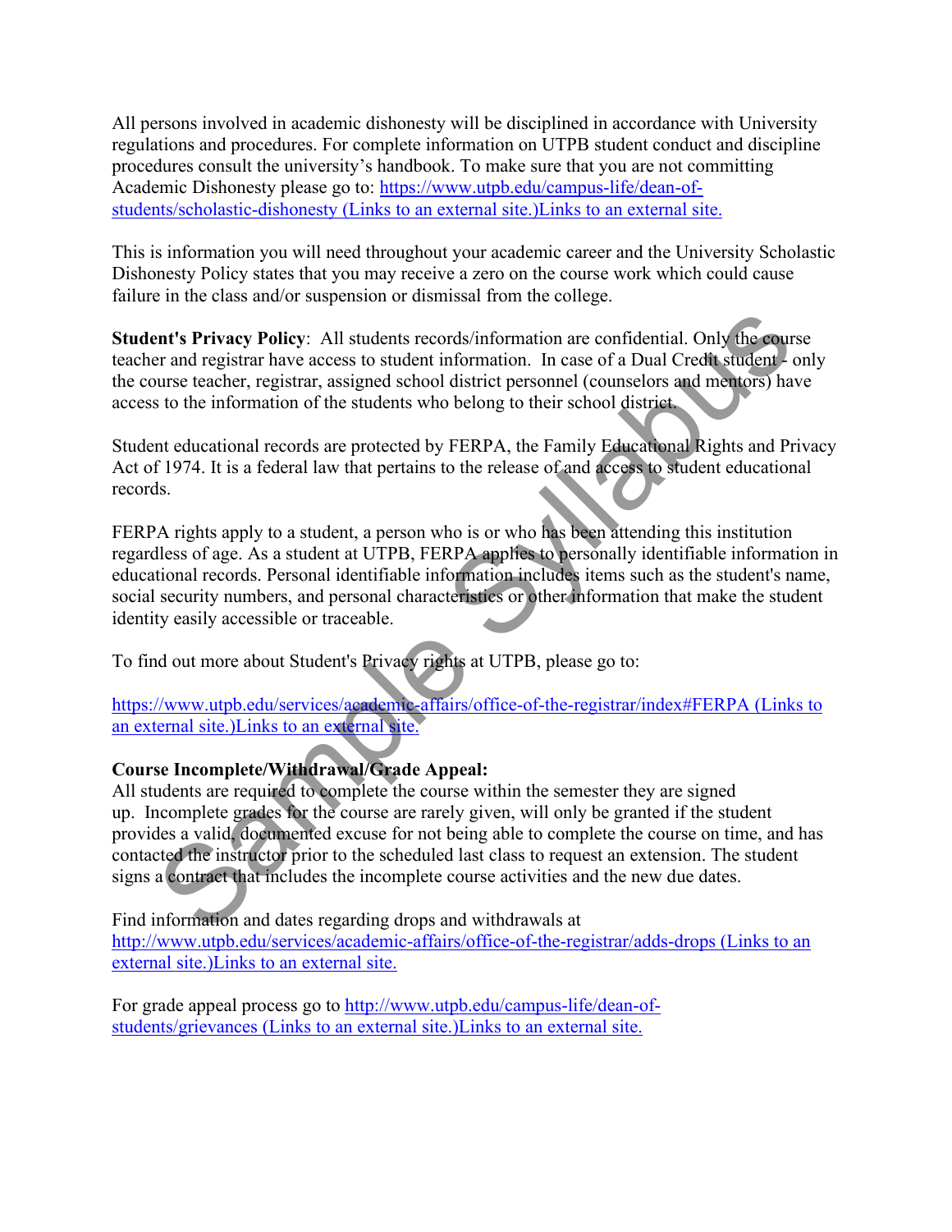All persons involved in academic dishonesty will be disciplined in accordance with University regulations and procedures. For complete information on UTPB student conduct and discipline procedures consult the university's handbook. To make sure that you are not committing Academic Dishonesty please go to: [https://www.utpb.edu/campus-life/dean-of-students/scholastic-dishonesty (Links to an external site.)Links to an external site.](https://www.utpb.edu/campus-life/dean-of-students/scholastic-dishonesty)

This is information you will need throughout your academic career and the University Scholastic Dishonesty Policy states that you may receive a zero on the course work which could cause failure in the class and/or suspension or dismissal from the college.

**Student's Privacy Policy**: All students records/information are confidential. Only the course teacher and registrar have access to student information. In case of a Dual Credit student - only the course teacher, registrar, assigned school district personnel (counselors and mentors) have access to the information of the students who belong to their school district.

Student educational records are protected by FERPA, the Family Educational Rights and Privacy Act of 1974. It is a federal law that pertains to the release of and access to student educational records.

FERPA rights apply to a student, a person who is or who has been attending this institution regardless of age. As a student at UTPB, FERPA applies to personally identifiable information in educational records. Personal identifiable information includes items such as the student's name, social security numbers, and personal characteristics or other information that make the student identity easily accessible or traceable.

To find out more about Student's Privacy rights at UTPB, please go to:

[https://www.utpb.edu/services/academic-affairs/office-of-the-registrar/index#FERPA (Links to an external site.)Links to an external site.](https://www.utpb.edu/services/academic-affairs/office-of-the-registrar/index#FERPA)

**Course Incomplete/Withdrawal/Grade Appeal:**
All students are required to complete the course within the semester they are signed up. Incomplete grades for the course are rarely given, will only be granted if the student provides a valid, documented excuse for not being able to complete the course on time, and has contacted the instructor prior to the scheduled last class to request an extension. The student signs a contract that includes the incomplete course activities and the new due dates.

Find information and dates regarding drops and withdrawals at [http://www.utpb.edu/services/academic-affairs/office-of-the-registrar/adds-drops (Links to an external site.)Links to an external site.](http://www.utpb.edu/services/academic-affairs/office-of-the-registrar/adds-drops)

For grade appeal process go to [http://www.utpb.edu/campus-life/dean-of-students/grievances (Links to an external site.)Links to an external site.](http://www.utpb.edu/campus-life/dean-of-students/grievances)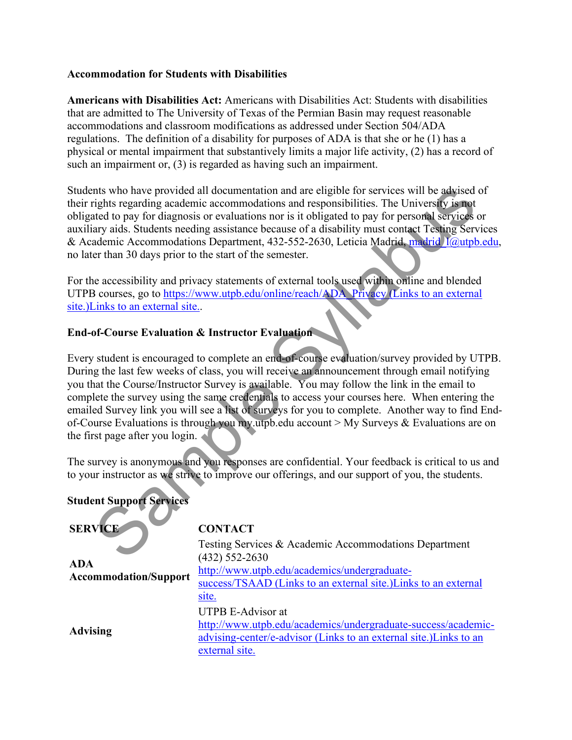**Accommodation for Students with Disabilities**

**Americans with Disabilities Act:** Americans with Disabilities Act: Students with disabilities that are admitted to The University of Texas of the Permian Basin may request reasonable accommodations and classroom modifications as addressed under Section 504/ADA regulations. The definition of a disability for purposes of ADA is that she or he (1) has a physical or mental impairment that substantively limits a major life activity, (2) has a record of such an impairment or, (3) is regarded as having such an impairment.

Students who have provided all documentation and are eligible for services will be advised of their rights regarding academic accommodations and responsibilities. The University is not obligated to pay for diagnosis or evaluations nor is it obligated to pay for personal services or auxiliary aids. Students needing assistance because of a disability must contact Testing Services & Academic Accommodations Department, 432-552-2630, Leticia Madrid, madrid_l@utpb.edu, no later than 30 days prior to the start of the semester.

For the accessibility and privacy statements of external tools used within online and blended UTPB courses, go to https://www.utpb.edu/online/reach/ADA_Privacy (Links to an external site.)Links to an external site..

**End-of-Course Evaluation & Instructor Evaluation**

Every student is encouraged to complete an end-of-course evaluation/survey provided by UTPB. During the last few weeks of class, you will receive an announcement through email notifying you that the Course/Instructor Survey is available. You may follow the link in the email to complete the survey using the same credentials to access your courses here. When entering the emailed Survey link you will see a list of surveys for you to complete. Another way to find End-of-Course Evaluations is through you my.utpb.edu account > My Surveys & Evaluations are on the first page after you login.

The survey is anonymous and you responses are confidential. Your feedback is critical to us and to your instructor as we strive to improve our offerings, and our support of you, the students.

**Student Support Services**

| **SERVICE** | **CONTACT** |
| --- | --- |
| **ADA Accommodation/Support** | Testing Services & Academic Accommodations Department (432) 552-2630 http://www.utpb.edu/academics/undergraduate-success/TSAAD (Links to an external site.)Links to an external site. |
| **Advising** | UTPB E-Advisor at http://www.utpb.edu/academics/undergraduate-success/academic-advising-center/e-advisor (Links to an external site.)Links to an external site. |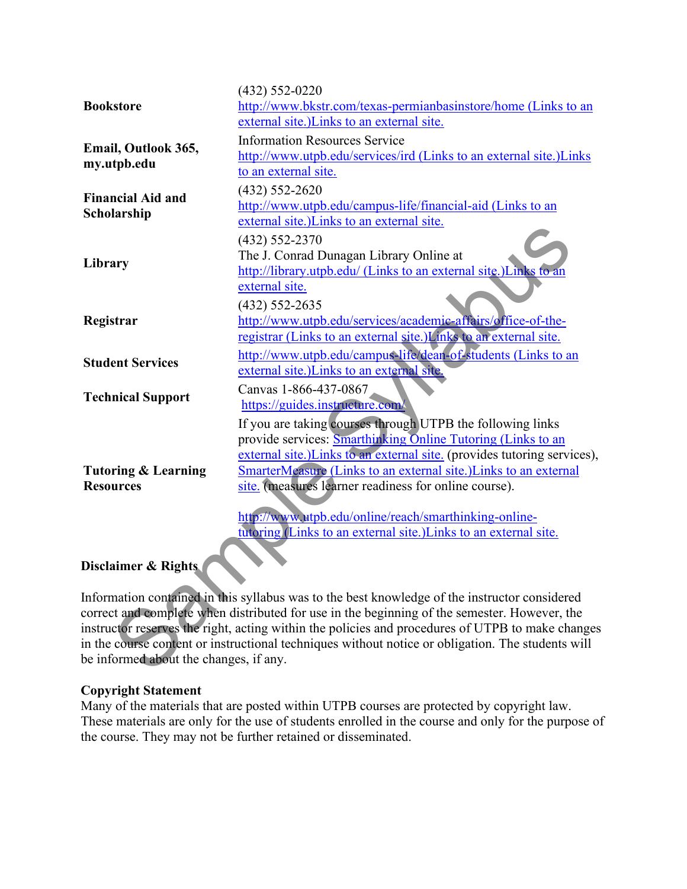| | |
|---|---|
| **Bookstore** | (432) 552-0220<br>http://www.bkstr.com/texas-permianbasinstore/home (Links to an external site.)Links to an external site. |
| **Email, Outlook 365, my.utpb.edu** | Information Resources Service<br>http://www.utpb.edu/services/ird (Links to an external site.)Links to an external site. |
| **Financial Aid and Scholarship** | (432) 552-2620<br>http://www.utpb.edu/campus-life/financial-aid (Links to an external site.)Links to an external site. |
| **Library** | (432) 552-2370<br>The J. Conrad Dunagan Library Online at<br>http://library.utpb.edu/ (Links to an external site.)Links to an external site. |
| **Registrar** | (432) 552-2635<br>http://www.utpb.edu/services/academic-affairs/office-of-the-registrar (Links to an external site.)Links to an external site. |
| **Student Services** | http://www.utpb.edu/campus-life/dean-of-students (Links to an external site.)Links to an external site. |
| **Technical Support** | Canvas 1-866-437-0867<br>https://guides.instructure.com/ |
| **Tutoring & Learning Resources** | If you are taking courses through UTPB the following links provide services: Smarthinking Online Tutoring (Links to an external site.)Links to an external site. (provides tutoring services), SmarterMeasure (Links to an external site.)Links to an external site. (measures learner readiness for online course).<br><br>http://www.utpb.edu/online/reach/smarthinking-online-tutoring (Links to an external site.)Links to an external site. |

**Disclaimer & Rights**

Information contained in this syllabus was to the best knowledge of the instructor considered correct and complete when distributed for use in the beginning of the semester. However, the instructor reserves the right, acting within the policies and procedures of UTPB to make changes in the course content or instructional techniques without notice or obligation. The students will be informed about the changes, if any.

**Copyright Statement**
Many of the materials that are posted within UTPB courses are protected by copyright law. These materials are only for the use of students enrolled in the course and only for the purpose of the course. They may not be further retained or disseminated.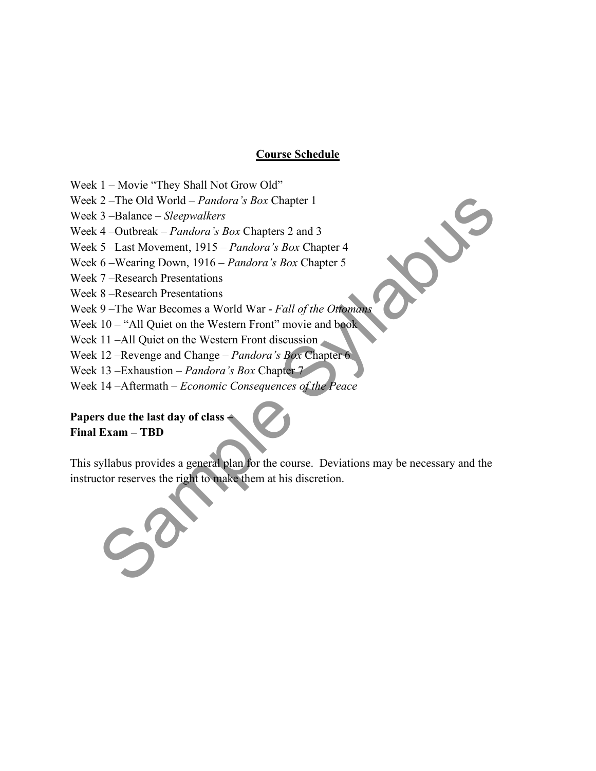## Course Schedule

Week 1 – Movie "They Shall Not Grow Old"
Week 2 –The Old World – *Pandora's Box* Chapter 1
Week 3 –Balance – *Sleepwalkers*
Week 4 –Outbreak – *Pandora's Box* Chapters 2 and 3
Week 5 –Last Movement, 1915 – *Pandora's Box* Chapter 4
Week 6 –Wearing Down, 1916 – *Pandora's Box* Chapter 5
Week 7 –Research Presentations
Week 8 –Research Presentations
Week 9 –The War Becomes a World War - *Fall of the Ottomans*
Week 10 – "All Quiet on the Western Front" movie and book
Week 11 –All Quiet on the Western Front discussion
Week 12 –Revenge and Change – *Pandora's Box* Chapter 6
Week 13 –Exhaustion – *Pandora's Box* Chapter 7
Week 14 –Aftermath – *Economic Consequences of the Peace*

**Papers due the last day of class –**
**Final Exam – TBD**

This syllabus provides a general plan for the course. Deviations may be necessary and the instructor reserves the right to make them at his discretion.